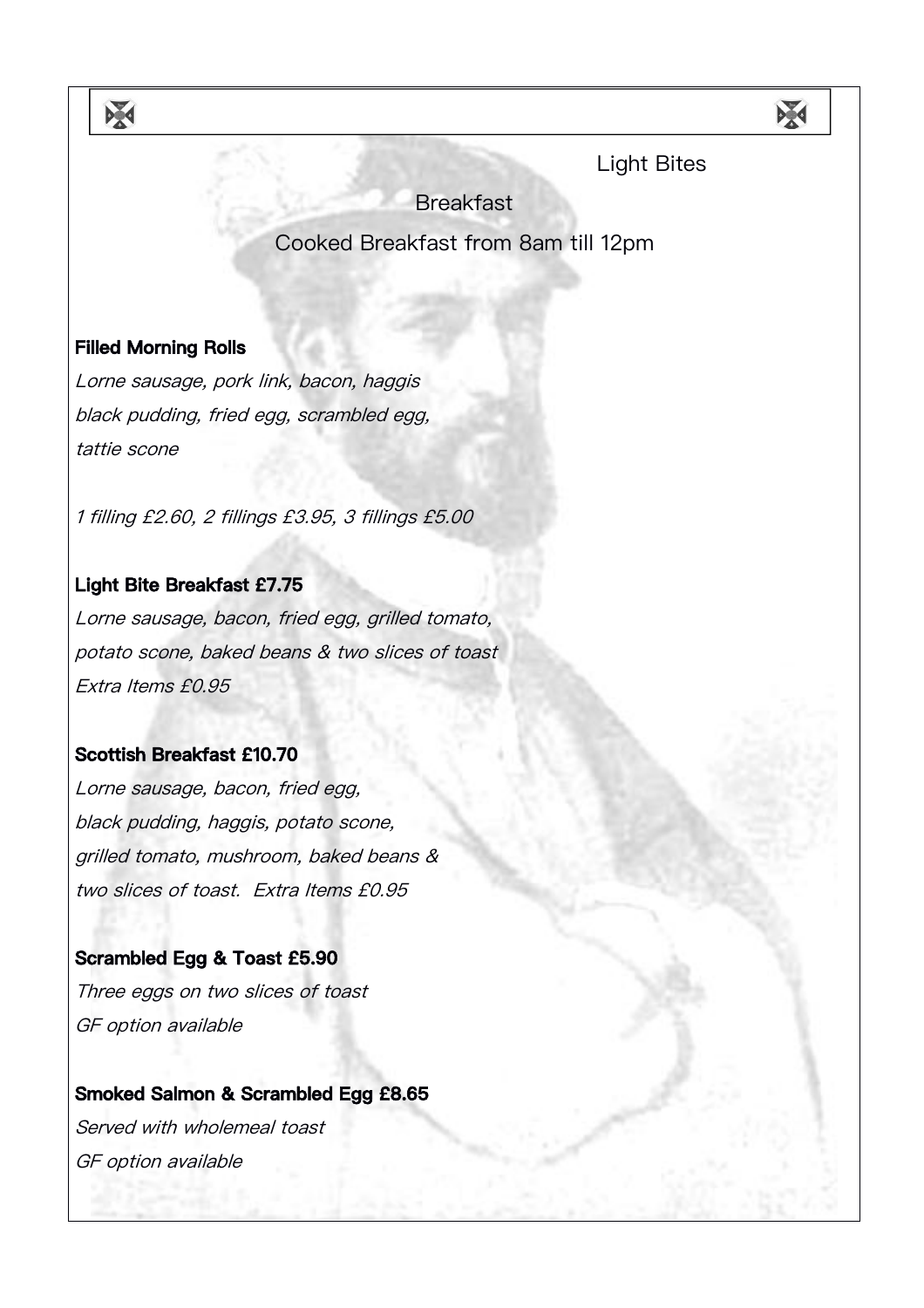# Light Bites

## Breakfast

Cooked Breakfast from 8am till 12pm

**Filled Morning Rolls**

*Lorne sausage, pork link, bacon, haggis*
*black pudding, fried egg, scrambled egg,*
*tattie scone*

*1 filling £2.60, 2 fillings £3.95, 3 fillings £5.00*

**Light Bite Breakfast £7.75**

*Lorne sausage, bacon, fried egg, grilled tomato,*
*potato scone, baked beans & two slices of toast*
*Extra Items £0.95*

**Scottish Breakfast £10.70**

*Lorne sausage, bacon, fried egg,*
*black pudding, haggis, potato scone,*
*grilled tomato, mushroom, baked beans &*
*two slices of toast. Extra Items £0.95*

**Scrambled Egg & Toast £5.90**

*Three eggs on two slices of toast*
*GF option available*

**Smoked Salmon & Scrambled Egg £8.65**

*Served with wholemeal toast*
*GF option available*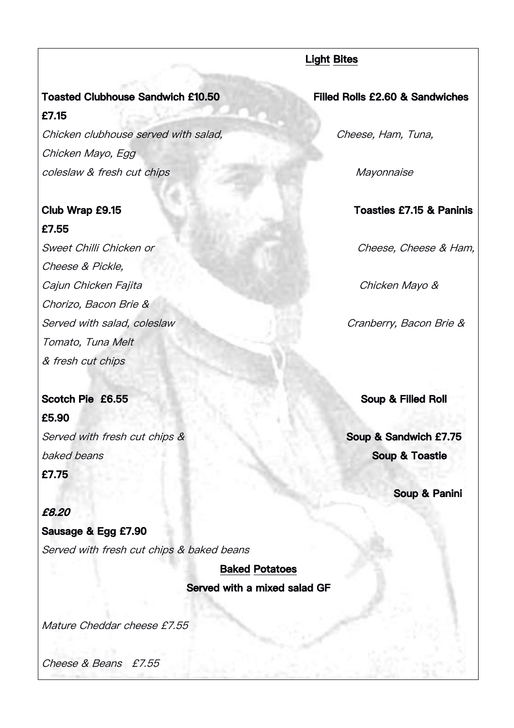## Light Bites

**Toasted Clubhouse Sandwich £10.50**

*Chicken clubhouse served with salad, coleslaw & fresh cut chips*

**Club Wrap £9.15**

*Sweet Chilli Chicken or Cajun Chicken Fajita Served with salad, coleslaw & fresh cut chips*

**Scotch Pie £6.55**

*Served with fresh cut chips & baked beans*

***£8.20***

**Sausage & Egg £7.90**

*Served with fresh cut chips & baked beans*

**Filled Rolls £2.60 & Sandwiches £7.15**

*Cheese, Ham, Tuna, Chicken Mayo, Egg Mayonnaise*

**Toasties £7.15 & Paninis £7.55**

*Cheese, Cheese & Ham, Cheese & Pickle, Chicken Mayo & Chorizo, Bacon Brie & Cranberry, Bacon Brie & Tomato, Tuna Melt*

**Soup & Filled Roll £5.90**

**Soup & Sandwich £7.75**

**Soup & Toastie £7.75**

**Soup & Panini**

## Baked Potatoes

**Served with a mixed salad GF**

*Mature Cheddar cheese £7.55*

*Cheese & Beans £7.55*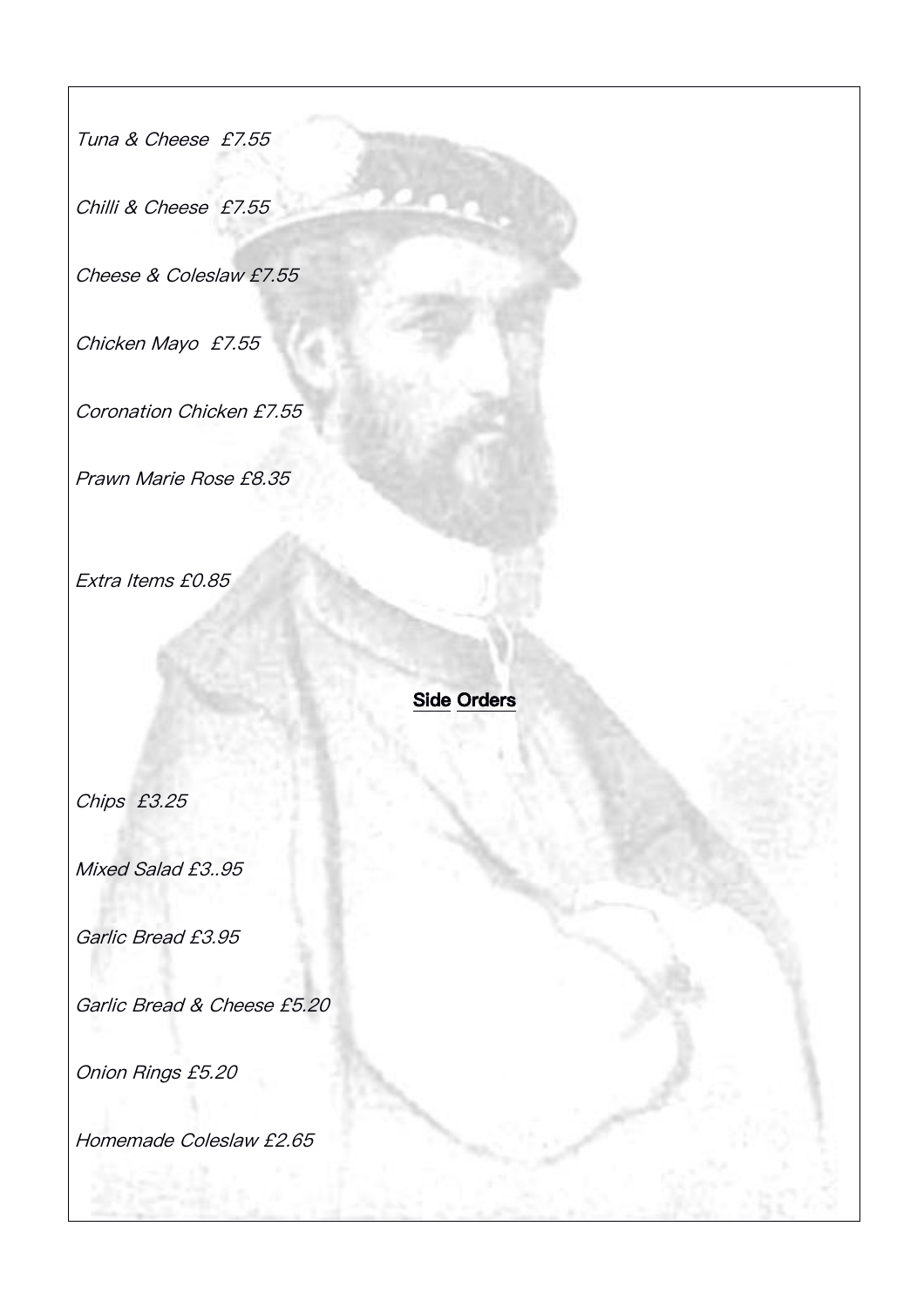*Tuna & Cheese  £7.55*

*Chilli & Cheese  £7.55*

*Cheese & Coleslaw £7.55*

*Chicken Mayo  £7.55*

*Coronation Chicken £7.55*

*Prawn Marie Rose £8.35*

*Extra Items £0.85*

**Side Orders**

*Chips  £3.25*

*Mixed Salad £3..95*

*Garlic Bread £3.95*

*Garlic Bread & Cheese £5.20*

*Onion Rings £5.20*

*Homemade Coleslaw £2.65*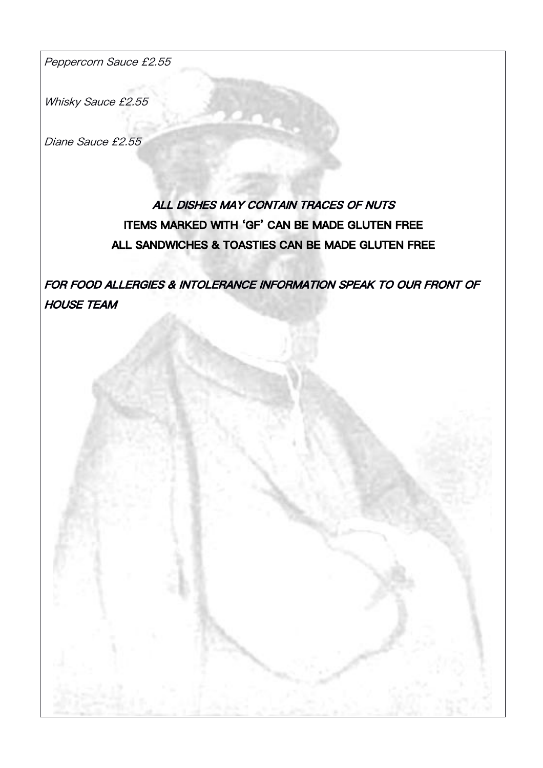*Peppercorn Sauce £2.55*

*Whisky Sauce £2.55*

*Diane Sauce £2.55*

***ALL DISHES MAY CONTAIN TRACES OF NUTS***

**ITEMS MARKED WITH 'GF' CAN BE MADE GLUTEN FREE**

**ALL SANDWICHES & TOASTIES CAN BE MADE GLUTEN FREE**

***FOR FOOD ALLERGIES & INTOLERANCE INFORMATION SPEAK TO OUR FRONT OF HOUSE TEAM***